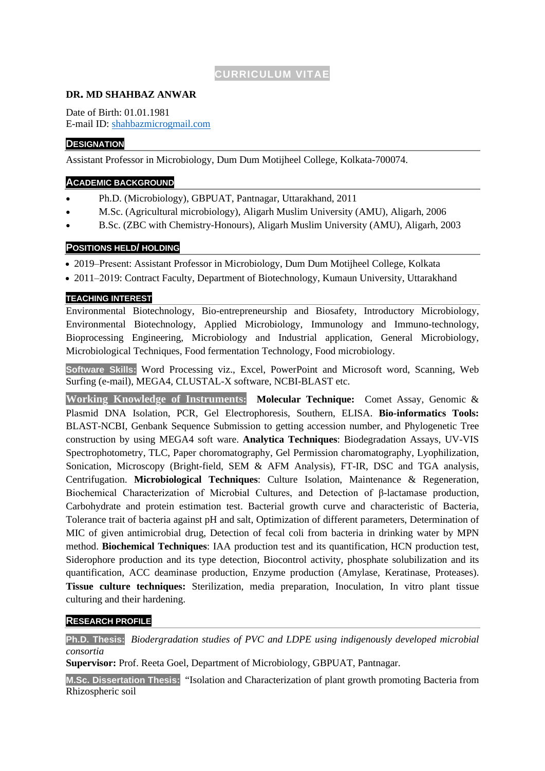# CURRICULUM VITAE

**DR. MD SHAHBAZ ANWAR**

Date of Birth: 01.01.1981
E-mail ID: shahbazmicrogmail.com

## DESIGNATION

Assistant Professor in Microbiology, Dum Dum Motijheel College, Kolkata-700074.

## ACADEMIC BACKGROUND

- Ph.D. (Microbiology), GBPUAT, Pantnagar, Uttarakhand, 2011
- M.Sc. (Agricultural microbiology), Aligarh Muslim University (AMU), Aligarh, 2006
- B.Sc. (ZBC with Chemistry-Honours), Aligarh Muslim University (AMU), Aligarh, 2003

## POSITIONS HELD/ HOLDING

- 2019–Present: Assistant Professor in Microbiology, Dum Dum Motijheel College, Kolkata
- 2011–2019: Contract Faculty, Department of Biotechnology, Kumaun University, Uttarakhand

## TEACHING INTEREST

Environmental Biotechnology, Bio-entrepreneurship and Biosafety, Introductory Microbiology, Environmental Biotechnology, Applied Microbiology, Immunology and Immuno-technology, Bioprocessing Engineering, Microbiology and Industrial application, General Microbiology, Microbiological Techniques, Food fermentation Technology, Food microbiology.

**Software Skills:** Word Processing viz., Excel, PowerPoint and Microsoft word, Scanning, Web Surfing (e-mail), MEGA4, CLUSTAL-X software, NCBI-BLAST etc.

**Working Knowledge of Instruments:** **Molecular Technique:** Comet Assay, Genomic & Plasmid DNA Isolation, PCR, Gel Electrophoresis, Southern, ELISA. **Bio-informatics Tools:** BLAST-NCBI, Genbank Sequence Submission to getting accession number, and Phylogenetic Tree construction by using MEGA4 soft ware. **Analytica Techniques**: Biodegradation Assays, UV-VIS Spectrophotometry, TLC, Paper choromatography, Gel Permission charomatography, Lyophilization, Sonication, Microscopy (Bright-field, SEM & AFM Analysis), FT-IR, DSC and TGA analysis, Centrifugation. **Microbiological Techniques**: Culture Isolation, Maintenance & Regeneration, Biochemical Characterization of Microbial Cultures, and Detection of β-lactamase production, Carbohydrate and protein estimation test. Bacterial growth curve and characteristic of Bacteria, Tolerance trait of bacteria against pH and salt, Optimization of different parameters, Determination of MIC of given antimicrobial drug, Detection of fecal coli from bacteria in drinking water by MPN method. **Biochemical Techniques**: IAA production test and its quantification, HCN production test, Siderophore production and its type detection, Biocontrol activity, phosphate solubilization and its quantification, ACC deaminase production, Enzyme production (Amylase, Keratinase, Proteases). **Tissue culture techniques:** Sterilization, media preparation, Inoculation, In vitro plant tissue culturing and their hardening.

## RESEARCH PROFILE

**Ph.D. Thesis:** *Biodergradation studies of PVC and LDPE using indigenously developed microbial consortia*

**Supervisor:** Prof. Reeta Goel, Department of Microbiology, GBPUAT, Pantnagar.

**M.Sc. Dissertation Thesis:** "Isolation and Characterization of plant growth promoting Bacteria from Rhizospheric soil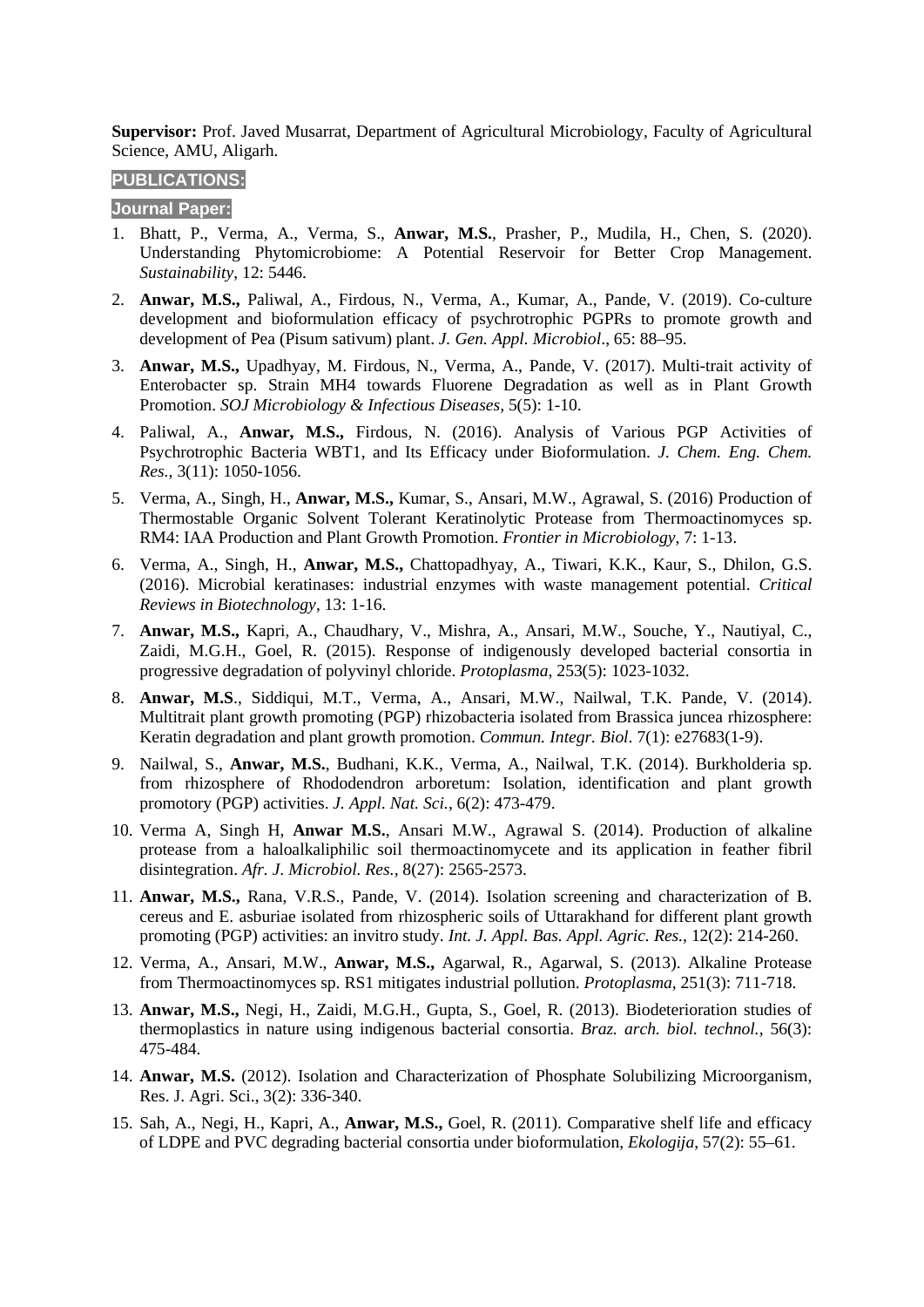**Supervisor:** Prof. Javed Musarrat, Department of Agricultural Microbiology, Faculty of Agricultural Science, AMU, Aligarh.

## PUBLICATIONS:

### Journal Paper:

1. Bhatt, P., Verma, A., Verma, S., **Anwar, M.S.**, Prasher, P., Mudila, H., Chen, S. (2020). Understanding Phytomicrobiome: A Potential Reservoir for Better Crop Management. *Sustainability*, 12: 5446.
2. **Anwar, M.S.,** Paliwal, A., Firdous, N., Verma, A., Kumar, A., Pande, V. (2019). Co-culture development and bioformulation efficacy of psychrotrophic PGPRs to promote growth and development of Pea (Pisum sativum) plant. *J. Gen. Appl. Microbiol*., 65: 88–95.
3. **Anwar, M.S.,** Upadhyay, M. Firdous, N., Verma, A., Pande, V. (2017). Multi-trait activity of Enterobacter sp. Strain MH4 towards Fluorene Degradation as well as in Plant Growth Promotion. *SOJ Microbiology & Infectious Diseases,* 5(5): 1-10.
4. Paliwal, A., **Anwar, M.S.,** Firdous, N. (2016). Analysis of Various PGP Activities of Psychrotrophic Bacteria WBT1, and Its Efficacy under Bioformulation. *J. Chem. Eng. Chem. Res.*, 3(11): 1050-1056.
5. Verma, A., Singh, H., **Anwar, M.S.,** Kumar, S., Ansari, M.W., Agrawal, S. (2016) Production of Thermostable Organic Solvent Tolerant Keratinolytic Protease from Thermoactinomyces sp. RM4: IAA Production and Plant Growth Promotion. *Frontier in Microbiology*, 7: 1-13.
6. Verma, A., Singh, H., **Anwar, M.S.,** Chattopadhyay, A., Tiwari, K.K., Kaur, S., Dhilon, G.S. (2016). Microbial keratinases: industrial enzymes with waste management potential. *Critical Reviews in Biotechnology*, 13: 1-16.
7. **Anwar, M.S.,** Kapri, A., Chaudhary, V., Mishra, A., Ansari, M.W., Souche, Y., Nautiyal, C., Zaidi, M.G.H., Goel, R. (2015). Response of indigenously developed bacterial consortia in progressive degradation of polyvinyl chloride. *Protoplasma*, 253(5): 1023-1032.
8. **Anwar, M.S**., Siddiqui, M.T., Verma, A., Ansari, M.W., Nailwal, T.K. Pande, V. (2014). Multitrait plant growth promoting (PGP) rhizobacteria isolated from Brassica juncea rhizosphere: Keratin degradation and plant growth promotion. *Commun. Integr. Biol*. 7(1): e27683(1-9).
9. Nailwal, S., **Anwar, M.S.**, Budhani, K.K., Verma, A., Nailwal, T.K. (2014). Burkholderia sp. from rhizosphere of Rhododendron arboretum: Isolation, identification and plant growth promotory (PGP) activities. *J. Appl. Nat. Sci.*, 6(2): 473-479.
10. Verma A, Singh H, **Anwar M.S.**, Ansari M.W., Agrawal S. (2014). Production of alkaline protease from a haloalkaliphilic soil thermoactinomycete and its application in feather fibril disintegration. *Afr. J. Microbiol. Res.*, 8(27): 2565-2573.
11. **Anwar, M.S.,** Rana, V.R.S., Pande, V. (2014). Isolation screening and characterization of B. cereus and E. asburiae isolated from rhizospheric soils of Uttarakhand for different plant growth promoting (PGP) activities: an invitro study. *Int. J. Appl. Bas. Appl. Agric. Res.*, 12(2): 214-260.
12. Verma, A., Ansari, M.W., **Anwar, M.S.,** Agarwal, R., Agarwal, S. (2013). Alkaline Protease from Thermoactinomyces sp. RS1 mitigates industrial pollution. *Protoplasma*, 251(3): 711-718.
13. **Anwar, M.S.,** Negi, H., Zaidi, M.G.H., Gupta, S., Goel, R. (2013). Biodeterioration studies of thermoplastics in nature using indigenous bacterial consortia. *Braz. arch. biol. technol.*, 56(3): 475-484.
14. **Anwar, M.S.** (2012). Isolation and Characterization of Phosphate Solubilizing Microorganism, Res. J. Agri. Sci., 3(2): 336-340.
15. Sah, A., Negi, H., Kapri, A., **Anwar, M.S.,** Goel, R. (2011). Comparative shelf life and efficacy of LDPE and PVC degrading bacterial consortia under bioformulation, *Ekologija*, 57(2): 55–61.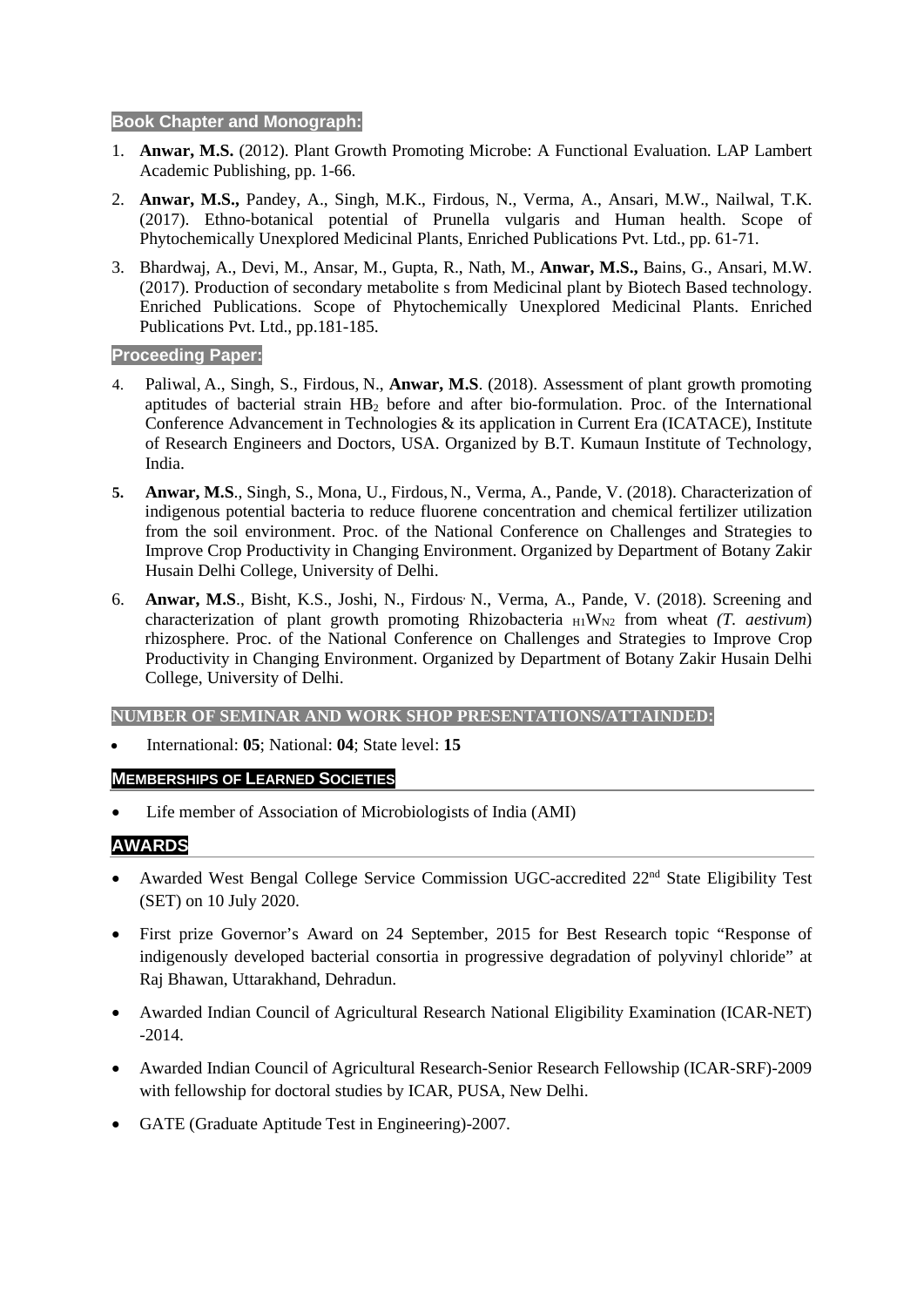## Book Chapter and Monograph:

1. **Anwar, M.S.** (2012). Plant Growth Promoting Microbe: A Functional Evaluation. LAP Lambert Academic Publishing, pp. 1-66.
2. **Anwar, M.S.,** Pandey, A., Singh, M.K., Firdous, N., Verma, A., Ansari, M.W., Nailwal, T.K. (2017). Ethno-botanical potential of Prunella vulgaris and Human health. Scope of Phytochemically Unexplored Medicinal Plants, Enriched Publications Pvt. Ltd., pp. 61-71.
3. Bhardwaj, A., Devi, M., Ansar, M., Gupta, R., Nath, M., **Anwar, M.S.,** Bains, G., Ansari, M.W. (2017). Production of secondary metabolite s from Medicinal plant by Biotech Based technology. Enriched Publications. Scope of Phytochemically Unexplored Medicinal Plants. Enriched Publications Pvt. Ltd., pp.181-185.

## Proceeding Paper:

4. Paliwal, A., Singh, S., Firdous, N., **Anwar, M.S**. (2018). Assessment of plant growth promoting aptitudes of bacterial strain $HB_2$ before and after bio-formulation. Proc. of the International Conference Advancement in Technologies & its application in Current Era (ICATACE), Institute of Research Engineers and Doctors, USA. Organized by B.T. Kumaun Institute of Technology, India.
5. **Anwar, M.S**., Singh, S., Mona, U., Firdous, N., Verma, A., Pande, V. (2018). Characterization of indigenous potential bacteria to reduce fluorene concentration and chemical fertilizer utilization from the soil environment. Proc. of the National Conference on Challenges and Strategies to Improve Crop Productivity in Changing Environment. Organized by Department of Botany Zakir Husain Delhi College, University of Delhi.
6. **Anwar, M.S**., Bisht, K.S., Joshi, N., Firdous, N., Verma, A., Pande, V. (2018). Screening and characterization of plant growth promoting Rhizobacteria $_{H1}W_{N2}$ from wheat *(T. aestivum*) rhizosphere. Proc. of the National Conference on Challenges and Strategies to Improve Crop Productivity in Changing Environment. Organized by Department of Botany Zakir Husain Delhi College, University of Delhi.

## NUMBER OF SEMINAR AND WORK SHOP PRESENTATIONS/ATTAINDED:

- International: **05**; National: **04**; State level: **15**

## MEMBERSHIPS OF LEARNED SOCIETIES

- Life member of Association of Microbiologists of India (AMI)

## AWARDS

- Awarded West Bengal College Service Commission UGC-accredited 22nd State Eligibility Test (SET) on 10 July 2020.
- First prize Governor's Award on 24 September, 2015 for Best Research topic "Response of indigenously developed bacterial consortia in progressive degradation of polyvinyl chloride" at Raj Bhawan, Uttarakhand, Dehradun.
- Awarded Indian Council of Agricultural Research National Eligibility Examination (ICAR-NET) -2014.
- Awarded Indian Council of Agricultural Research-Senior Research Fellowship (ICAR-SRF)-2009 with fellowship for doctoral studies by ICAR, PUSA, New Delhi.
- GATE (Graduate Aptitude Test in Engineering)-2007.